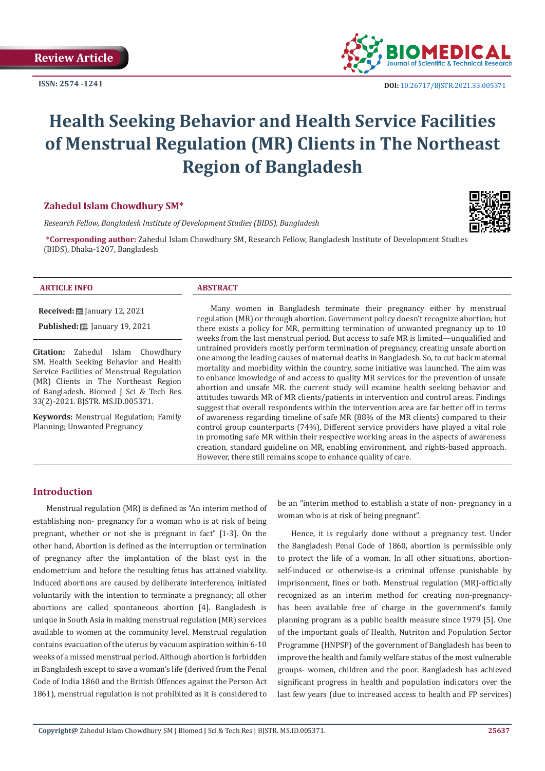Review Article

ISSN: 2574 -1241

DOI: 10.26717/BJSTR.2021.33.005371

# Health Seeking Behavior and Health Service Facilities of Menstrual Regulation (MR) Clients in The Northeast Region of Bangladesh

**Zahedul Islam Chowdhury SM***

*Research Fellow, Bangladesh Institute of Development Studies (BIDS), Bangladesh*

***Corresponding author:** Zahedul Islam Chowdhury SM, Research Fellow, Bangladesh Institute of Development Studies (BIDS), Dhaka-1207, Bangladesh

### ARTICLE INFO

**Received:** January 12, 2021

**Published:** January 19, 2021

**Citation:** Zahedul Islam Chowdhury SM. Health Seeking Behavior and Health Service Facilities of Menstrual Regulation (MR) Clients in The Northeast Region of Bangladesh. Biomed J Sci & Tech Res 33(2)-2021. BJSTR. MS.ID.005371.

**Keywords:** Menstrual Regulation; Family Planning; Unwanted Pregnancy

### ABSTRACT

Many women in Bangladesh terminate their pregnancy either by menstrual regulation (MR) or through abortion. Government policy doesn't recognize abortion; but there exists a policy for MR, permitting termination of unwanted pregnancy up to 10 weeks from the last menstrual period. But access to safe MR is limited—unqualified and untrained providers mostly perform termination of pregnancy, creating unsafe abortion one among the leading causes of maternal deaths in Bangladesh. So, to cut back maternal mortality and morbidity within the country, some initiative was launched. The aim was to enhance knowledge of and access to quality MR services for the prevention of unsafe abortion and unsafe MR. the current study will examine health seeking behavior and attitudes towards MR of MR clients/patients in intervention and control areas. Findings suggest that overall respondents within the intervention area are far better off in terms of awareness regarding timeline of safe MR (88% of the MR clients) compared to their control group counterparts (74%), Different service providers have played a vital role in promoting safe MR within their respective working areas in the aspects of awareness creation, standard guideline on MR, enabling environment, and rights-based approach. However, there still remains scope to enhance quality of care.

## Introduction

Menstrual regulation (MR) is defined as "An interim method of establishing non- pregnancy for a woman who is at risk of being pregnant, whether or not she is pregnant in fact" [1-3]. On the other hand, Abortion is defined as the interruption or termination of pregnancy after the implantation of the blast cyst in the endometrium and before the resulting fetus has attained viability. Induced abortions are caused by deliberate interference, initiated voluntarily with the intention to terminate a pregnancy; all other abortions are called spontaneous abortion [4]. Bangladesh is unique in South Asia in making menstrual regulation (MR) services available to women at the community level. Menstrual regulation contains evacuation of the uterus by vacuum aspiration within 6-10 weeks of a missed menstrual period. Although abortion is forbidden in Bangladesh except to save a woman's life (derived from the Penal Code of India 1860 and the British Offences against the Person Act 1861), menstrual regulation is not prohibited as it is considered to be an "interim method to establish a state of non- pregnancy in a woman who is at risk of being pregnant".

Hence, it is regularly done without a pregnancy test. Under the Bangladesh Penal Code of 1860, abortion is permissible only to protect the life of a woman. In all other situations, abortion-self-induced or otherwise-is a criminal offense punishable by imprisonment, fines or both. Menstrual regulation (MR)-officially recognized as an interim method for creating non-pregnancy-has been available free of charge in the government's family planning program as a public health measure since 1979 [5]. One of the important goals of Health, Nutriton and Population Sector Programme (HNPSP) of the government of Bangladesh has been to improve the health and family welfare status of the most vulnerable groups- women, children and the poor. Bangladesh has achieved significant progress in health and population indicators over the last few years (due to increased access to health and FP services)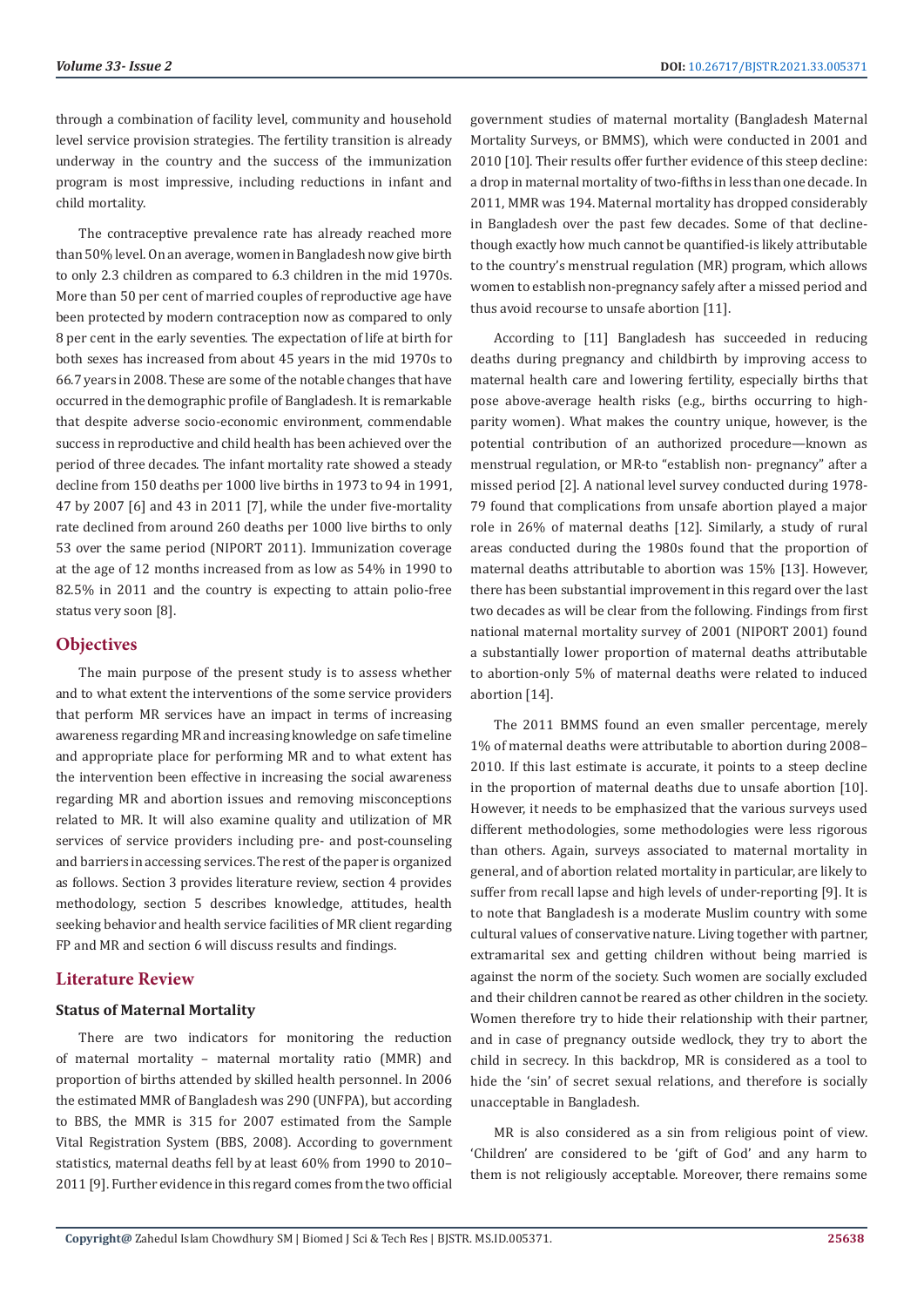through a combination of facility level, community and household level service provision strategies. The fertility transition is already underway in the country and the success of the immunization program is most impressive, including reductions in infant and child mortality.

The contraceptive prevalence rate has already reached more than 50% level. On an average, women in Bangladesh now give birth to only 2.3 children as compared to 6.3 children in the mid 1970s. More than 50 per cent of married couples of reproductive age have been protected by modern contraception now as compared to only 8 per cent in the early seventies. The expectation of life at birth for both sexes has increased from about 45 years in the mid 1970s to 66.7 years in 2008. These are some of the notable changes that have occurred in the demographic profile of Bangladesh. It is remarkable that despite adverse socio-economic environment, commendable success in reproductive and child health has been achieved over the period of three decades. The infant mortality rate showed a steady decline from 150 deaths per 1000 live births in 1973 to 94 in 1991, 47 by 2007 [6] and 43 in 2011 [7], while the under five-mortality rate declined from around 260 deaths per 1000 live births to only 53 over the same period (NIPORT 2011). Immunization coverage at the age of 12 months increased from as low as 54% in 1990 to 82.5% in 2011 and the country is expecting to attain polio-free status very soon [8].

## Objectives

The main purpose of the present study is to assess whether and to what extent the interventions of the some service providers that perform MR services have an impact in terms of increasing awareness regarding MR and increasing knowledge on safe timeline and appropriate place for performing MR and to what extent has the intervention been effective in increasing the social awareness regarding MR and abortion issues and removing misconceptions related to MR. It will also examine quality and utilization of MR services of service providers including pre- and post-counseling and barriers in accessing services. The rest of the paper is organized as follows. Section 3 provides literature review, section 4 provides methodology, section 5 describes knowledge, attitudes, health seeking behavior and health service facilities of MR client regarding FP and MR and section 6 will discuss results and findings.

## Literature Review

### Status of Maternal Mortality

There are two indicators for monitoring the reduction of maternal mortality – maternal mortality ratio (MMR) and proportion of births attended by skilled health personnel. In 2006 the estimated MMR of Bangladesh was 290 (UNFPA), but according to BBS, the MMR is 315 for 2007 estimated from the Sample Vital Registration System (BBS, 2008). According to government statistics, maternal deaths fell by at least 60% from 1990 to 2010–2011 [9]. Further evidence in this regard comes from the two official government studies of maternal mortality (Bangladesh Maternal Mortality Surveys, or BMMS), which were conducted in 2001 and 2010 [10]. Their results offer further evidence of this steep decline: a drop in maternal mortality of two-fifths in less than one decade. In 2011, MMR was 194. Maternal mortality has dropped considerably in Bangladesh over the past few decades. Some of that decline-though exactly how much cannot be quantified-is likely attributable to the country's menstrual regulation (MR) program, which allows women to establish non-pregnancy safely after a missed period and thus avoid recourse to unsafe abortion [11].

According to [11] Bangladesh has succeeded in reducing deaths during pregnancy and childbirth by improving access to maternal health care and lowering fertility, especially births that pose above-average health risks (e.g., births occurring to high-parity women). What makes the country unique, however, is the potential contribution of an authorized procedure—known as menstrual regulation, or MR-to "establish non- pregnancy" after a missed period [2]. A national level survey conducted during 1978-79 found that complications from unsafe abortion played a major role in 26% of maternal deaths [12]. Similarly, a study of rural areas conducted during the 1980s found that the proportion of maternal deaths attributable to abortion was 15% [13]. However, there has been substantial improvement in this regard over the last two decades as will be clear from the following. Findings from first national maternal mortality survey of 2001 (NIPORT 2001) found a substantially lower proportion of maternal deaths attributable to abortion-only 5% of maternal deaths were related to induced abortion [14].

The 2011 BMMS found an even smaller percentage, merely 1% of maternal deaths were attributable to abortion during 2008–2010. If this last estimate is accurate, it points to a steep decline in the proportion of maternal deaths due to unsafe abortion [10]. However, it needs to be emphasized that the various surveys used different methodologies, some methodologies were less rigorous than others. Again, surveys associated to maternal mortality in general, and of abortion related mortality in particular, are likely to suffer from recall lapse and high levels of under-reporting [9]. It is to note that Bangladesh is a moderate Muslim country with some cultural values of conservative nature. Living together with partner, extramarital sex and getting children without being married is against the norm of the society. Such women are socially excluded and their children cannot be reared as other children in the society. Women therefore try to hide their relationship with their partner, and in case of pregnancy outside wedlock, they try to abort the child in secrecy. In this backdrop, MR is considered as a tool to hide the 'sin' of secret sexual relations, and therefore is socially unacceptable in Bangladesh.

MR is also considered as a sin from religious point of view. 'Children' are considered to be 'gift of God' and any harm to them is not religiously acceptable. Moreover, there remains some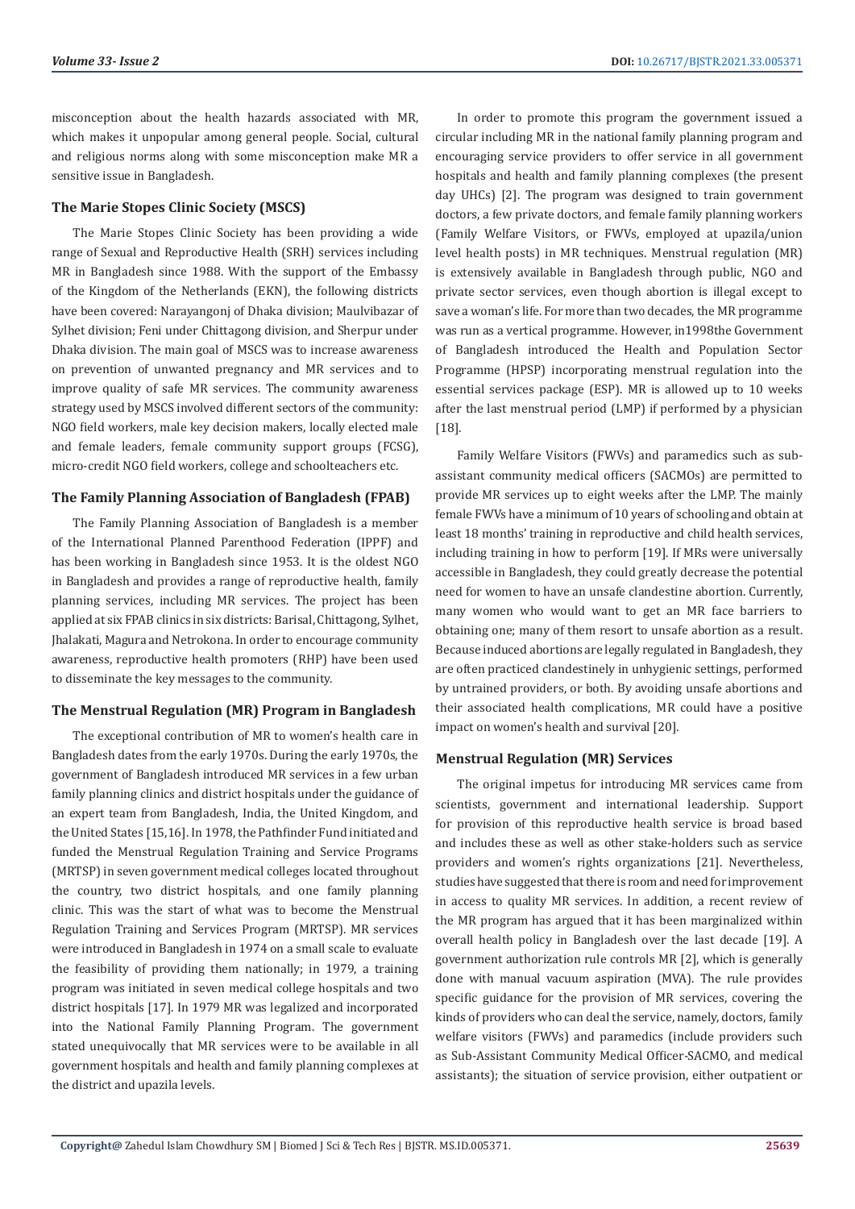misconception about the health hazards associated with MR, which makes it unpopular among general people. Social, cultural and religious norms along with some misconception make MR a sensitive issue in Bangladesh.

### The Marie Stopes Clinic Society (MSCS)

The Marie Stopes Clinic Society has been providing a wide range of Sexual and Reproductive Health (SRH) services including MR in Bangladesh since 1988. With the support of the Embassy of the Kingdom of the Netherlands (EKN), the following districts have been covered: Narayangonj of Dhaka division; Maulvibazar of Sylhet division; Feni under Chittagong division, and Sherpur under Dhaka division. The main goal of MSCS was to increase awareness on prevention of unwanted pregnancy and MR services and to improve quality of safe MR services. The community awareness strategy used by MSCS involved different sectors of the community: NGO field workers, male key decision makers, locally elected male and female leaders, female community support groups (FCSG), micro-credit NGO field workers, college and schoolteachers etc.

### The Family Planning Association of Bangladesh (FPAB)

The Family Planning Association of Bangladesh is a member of the International Planned Parenthood Federation (IPPF) and has been working in Bangladesh since 1953. It is the oldest NGO in Bangladesh and provides a range of reproductive health, family planning services, including MR services. The project has been applied at six FPAB clinics in six districts: Barisal, Chittagong, Sylhet, Jhalakati, Magura and Netrokona. In order to encourage community awareness, reproductive health promoters (RHP) have been used to disseminate the key messages to the community.

### The Menstrual Regulation (MR) Program in Bangladesh

The exceptional contribution of MR to women's health care in Bangladesh dates from the early 1970s. During the early 1970s, the government of Bangladesh introduced MR services in a few urban family planning clinics and district hospitals under the guidance of an expert team from Bangladesh, India, the United Kingdom, and the United States [15,16]. In 1978, the Pathfinder Fund initiated and funded the Menstrual Regulation Training and Service Programs (MRTSP) in seven government medical colleges located throughout the country, two district hospitals, and one family planning clinic. This was the start of what was to become the Menstrual Regulation Training and Services Program (MRTSP). MR services were introduced in Bangladesh in 1974 on a small scale to evaluate the feasibility of providing them nationally; in 1979, a training program was initiated in seven medical college hospitals and two district hospitals [17]. In 1979 MR was legalized and incorporated into the National Family Planning Program. The government stated unequivocally that MR services were to be available in all government hospitals and health and family planning complexes at the district and upazila levels.

In order to promote this program the government issued a circular including MR in the national family planning program and encouraging service providers to offer service in all government hospitals and health and family planning complexes (the present day UHCs) [2]. The program was designed to train government doctors, a few private doctors, and female family planning workers (Family Welfare Visitors, or FWVs, employed at upazila/union level health posts) in MR techniques. Menstrual regulation (MR) is extensively available in Bangladesh through public, NGO and private sector services, even though abortion is illegal except to save a woman's life. For more than two decades, the MR programme was run as a vertical programme. However, in1998the Government of Bangladesh introduced the Health and Population Sector Programme (HPSP) incorporating menstrual regulation into the essential services package (ESP). MR is allowed up to 10 weeks after the last menstrual period (LMP) if performed by a physician [18].

Family Welfare Visitors (FWVs) and paramedics such as sub-assistant community medical officers (SACMOs) are permitted to provide MR services up to eight weeks after the LMP. The mainly female FWVs have a minimum of 10 years of schooling and obtain at least 18 months' training in reproductive and child health services, including training in how to perform [19]. If MRs were universally accessible in Bangladesh, they could greatly decrease the potential need for women to have an unsafe clandestine abortion. Currently, many women who would want to get an MR face barriers to obtaining one; many of them resort to unsafe abortion as a result. Because induced abortions are legally regulated in Bangladesh, they are often practiced clandestinely in unhygienic settings, performed by untrained providers, or both. By avoiding unsafe abortions and their associated health complications, MR could have a positive impact on women's health and survival [20].

### Menstrual Regulation (MR) Services

The original impetus for introducing MR services came from scientists, government and international leadership. Support for provision of this reproductive health service is broad based and includes these as well as other stake-holders such as service providers and women's rights organizations [21]. Nevertheless, studies have suggested that there is room and need for improvement in access to quality MR services. In addition, a recent review of the MR program has argued that it has been marginalized within overall health policy in Bangladesh over the last decade [19]. A government authorization rule controls MR [2], which is generally done with manual vacuum aspiration (MVA). The rule provides specific guidance for the provision of MR services, covering the kinds of providers who can deal the service, namely, doctors, family welfare visitors (FWVs) and paramedics (include providers such as Sub-Assistant Community Medical Officer-SACMO, and medical assistants); the situation of service provision, either outpatient or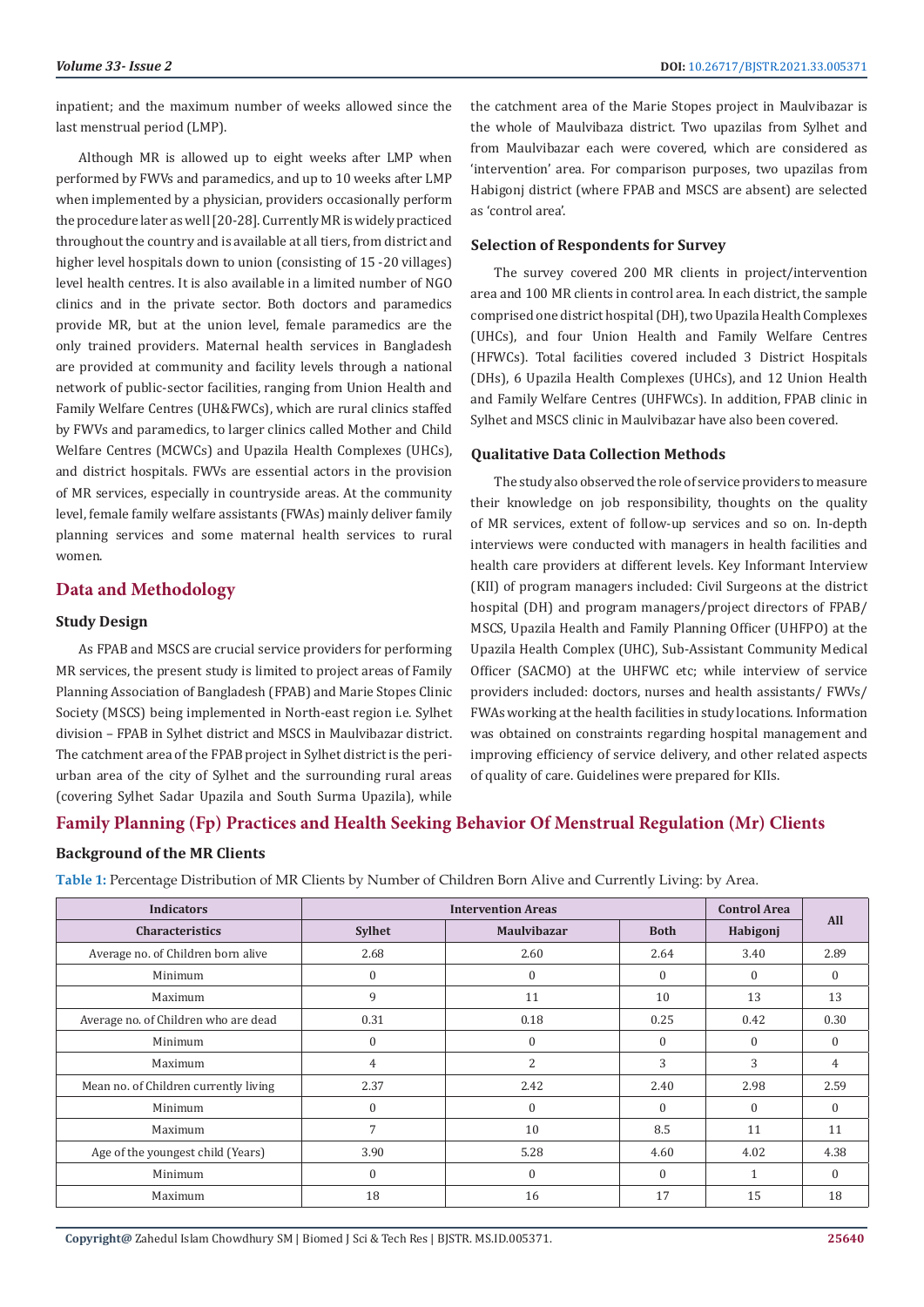inpatient; and the maximum number of weeks allowed since the last menstrual period (LMP).

Although MR is allowed up to eight weeks after LMP when performed by FWVs and paramedics, and up to 10 weeks after LMP when implemented by a physician, providers occasionally perform the procedure later as well [20-28]. Currently MR is widely practiced throughout the country and is available at all tiers, from district and higher level hospitals down to union (consisting of 15 -20 villages) level health centres. It is also available in a limited number of NGO clinics and in the private sector. Both doctors and paramedics provide MR, but at the union level, female paramedics are the only trained providers. Maternal health services in Bangladesh are provided at community and facility levels through a national network of public-sector facilities, ranging from Union Health and Family Welfare Centres (UH&FWCs), which are rural clinics staffed by FWVs and paramedics, to larger clinics called Mother and Child Welfare Centres (MCWCs) and Upazila Health Complexes (UHCs), and district hospitals. FWVs are essential actors in the provision of MR services, especially in countryside areas. At the community level, female family welfare assistants (FWAs) mainly deliver family planning services and some maternal health services to rural women.

## Data and Methodology

### Study Design

As FPAB and MSCS are crucial service providers for performing MR services, the present study is limited to project areas of Family Planning Association of Bangladesh (FPAB) and Marie Stopes Clinic Society (MSCS) being implemented in North-east region i.e. Sylhet division – FPAB in Sylhet district and MSCS in Maulvibazar district. The catchment area of the FPAB project in Sylhet district is the peri-urban area of the city of Sylhet and the surrounding rural areas (covering Sylhet Sadar Upazila and South Surma Upazila), while the catchment area of the Marie Stopes project in Maulvibazar is the whole of Maulvibaza district. Two upazilas from Sylhet and from Maulvibazar each were covered, which are considered as 'intervention' area. For comparison purposes, two upazilas from Habigonj district (where FPAB and MSCS are absent) are selected as 'control area'.

### Selection of Respondents for Survey

The survey covered 200 MR clients in project/intervention area and 100 MR clients in control area. In each district, the sample comprised one district hospital (DH), two Upazila Health Complexes (UHCs), and four Union Health and Family Welfare Centres (HFWCs). Total facilities covered included 3 District Hospitals (DHs), 6 Upazila Health Complexes (UHCs), and 12 Union Health and Family Welfare Centres (UHFWCs). In addition, FPAB clinic in Sylhet and MSCS clinic in Maulvibazar have also been covered.

### Qualitative Data Collection Methods

The study also observed the role of service providers to measure their knowledge on job responsibility, thoughts on the quality of MR services, extent of follow-up services and so on. In-depth interviews were conducted with managers in health facilities and health care providers at different levels. Key Informant Interview (KII) of program managers included: Civil Surgeons at the district hospital (DH) and program managers/project directors of FPAB/ MSCS, Upazila Health and Family Planning Officer (UHFPO) at the Upazila Health Complex (UHC), Sub-Assistant Community Medical Officer (SACMO) at the UHFWC etc; while interview of service providers included: doctors, nurses and health assistants/ FWVs/ FWAs working at the health facilities in study locations. Information was obtained on constraints regarding hospital management and improving efficiency of service delivery, and other related aspects of quality of care. Guidelines were prepared for KIIs.

## Family Planning (Fp) Practices and Health Seeking Behavior Of Menstrual Regulation (Mr) Clients

### Background of the MR Clients

**Table 1:** Percentage Distribution of MR Clients by Number of Children Born Alive and Currently Living: by Area.

| Indicators | Intervention Areas | | | Control Area | All |
|---|---|---|---|---|---|
| Characteristics | Sylhet | Maulvibazar | Both | Habigonj | |
| Average no. of Children born alive | 2.68 | 2.60 | 2.64 | 3.40 | 2.89 |
| Minimum | 0 | 0 | 0 | 0 | 0 |
| Maximum | 9 | 11 | 10 | 13 | 13 |
| Average no. of Children who are dead | 0.31 | 0.18 | 0.25 | 0.42 | 0.30 |
| Minimum | 0 | 0 | 0 | 0 | 0 |
| Maximum | 4 | 2 | 3 | 3 | 4 |
| Mean no. of Children currently living | 2.37 | 2.42 | 2.40 | 2.98 | 2.59 |
| Minimum | 0 | 0 | 0 | 0 | 0 |
| Maximum | 7 | 10 | 8.5 | 11 | 11 |
| Age of the youngest child (Years) | 3.90 | 5.28 | 4.60 | 4.02 | 4.38 |
| Minimum | 0 | 0 | 0 | 1 | 0 |
| Maximum | 18 | 16 | 17 | 15 | 18 |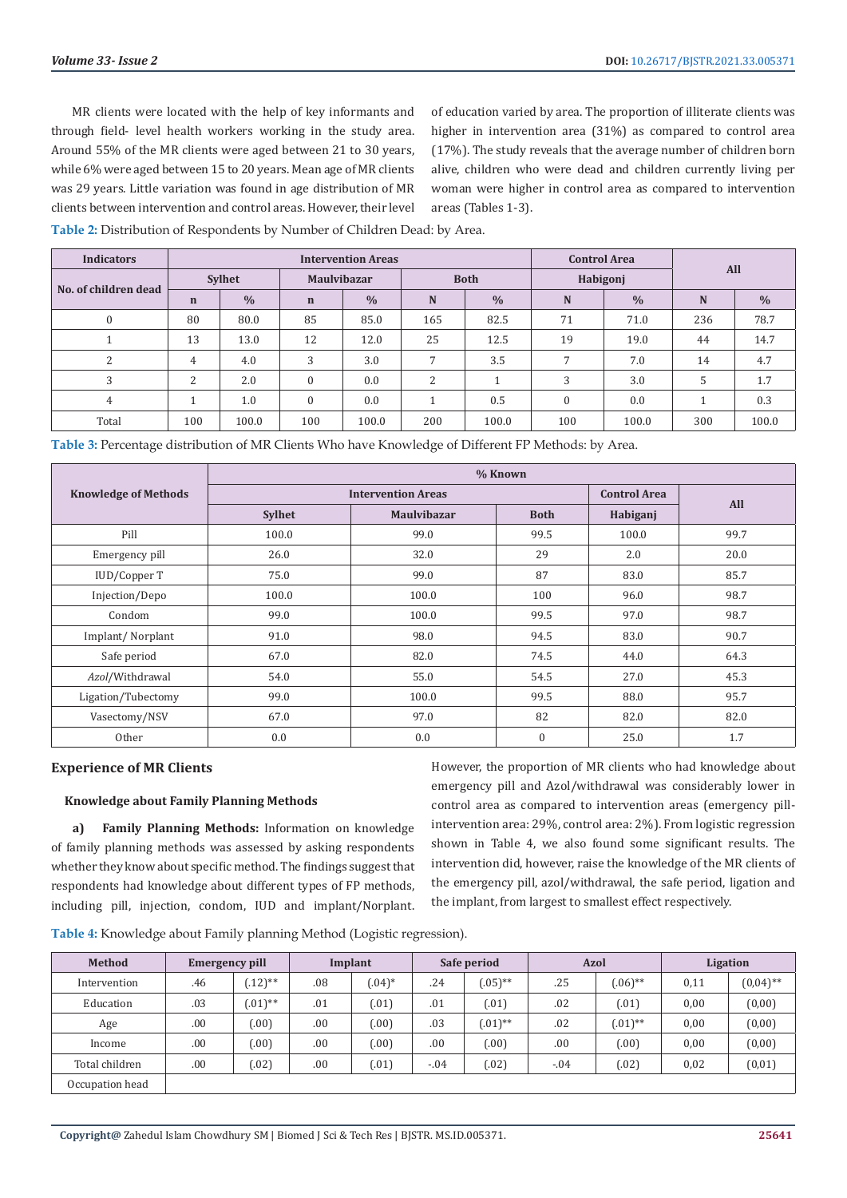MR clients were located with the help of key informants and through field- level health workers working in the study area. Around 55% of the MR clients were aged between 21 to 30 years, while 6% were aged between 15 to 20 years. Mean age of MR clients was 29 years. Little variation was found in age distribution of MR clients between intervention and control areas. However, their level of education varied by area. The proportion of illiterate clients was higher in intervention area (31%) as compared to control area (17%). The study reveals that the average number of children born alive, children who were dead and children currently living per woman were higher in control area as compared to intervention areas (Tables 1-3).

**Table 2:** Distribution of Respondents by Number of Children Dead: by Area.

| Indicators | Intervention Areas | | | | | | Control Area | | All | |
|---|---|---|---|---|---|---|---|---|---|---|
| No. of children dead | Sylhet | | Maulvibazar | | Both | | Habigonj | | | |
| | n | % | n | % | N | % | N | % | N | % |
| 0 | 80 | 80.0 | 85 | 85.0 | 165 | 82.5 | 71 | 71.0 | 236 | 78.7 |
| 1 | 13 | 13.0 | 12 | 12.0 | 25 | 12.5 | 19 | 19.0 | 44 | 14.7 |
| 2 | 4 | 4.0 | 3 | 3.0 | 7 | 3.5 | 7 | 7.0 | 14 | 4.7 |
| 3 | 2 | 2.0 | 0 | 0.0 | 2 | 1 | 3 | 3.0 | 5 | 1.7 |
| 4 | 1 | 1.0 | 0 | 0.0 | 1 | 0.5 | 0 | 0.0 | 1 | 0.3 |
| Total | 100 | 100.0 | 100 | 100.0 | 200 | 100.0 | 100 | 100.0 | 300 | 100.0 |

**Table 3:** Percentage distribution of MR Clients Who have Knowledge of Different FP Methods: by Area.

| Knowledge of Methods | % Known | | | | |
|---|---|---|---|---|---|
| | Intervention Areas | | | Control Area | All |
| | Sylhet | Maulvibazar | Both | Habiganj | |
| Pill | 100.0 | 99.0 | 99.5 | 100.0 | 99.7 |
| Emergency pill | 26.0 | 32.0 | 29 | 2.0 | 20.0 |
| IUD/Copper T | 75.0 | 99.0 | 87 | 83.0 | 85.7 |
| Injection/Depo | 100.0 | 100.0 | 100 | 96.0 | 98.7 |
| Condom | 99.0 | 100.0 | 99.5 | 97.0 | 98.7 |
| Implant/ Norplant | 91.0 | 98.0 | 94.5 | 83.0 | 90.7 |
| Safe period | 67.0 | 82.0 | 74.5 | 44.0 | 64.3 |
| *Azol*/Withdrawal | 54.0 | 55.0 | 54.5 | 27.0 | 45.3 |
| Ligation/Tubectomy | 99.0 | 100.0 | 99.5 | 88.0 | 95.7 |
| Vasectomy/NSV | 67.0 | 97.0 | 82 | 82.0 | 82.0 |
| Other | 0.0 | 0.0 | 0 | 25.0 | 1.7 |

## Experience of MR Clients

### Knowledge about Family Planning Methods

**a) Family Planning Methods:** Information on knowledge of family planning methods was assessed by asking respondents whether they know about specific method. The findings suggest that respondents had knowledge about different types of FP methods, including pill, injection, condom, IUD and implant/Norplant. However, the proportion of MR clients who had knowledge about emergency pill and Azol/withdrawal was considerably lower in control area as compared to intervention areas (emergency pill-intervention area: 29%, control area: 2%). From logistic regression shown in Table 4, we also found some significant results. The intervention did, however, raise the knowledge of the MR clients of the emergency pill, azol/withdrawal, the safe period, ligation and the implant, from largest to smallest effect respectively.

**Table 4:** Knowledge about Family planning Method (Logistic regression).

| Method | Emergency pill | | Implant | | Safe period | | Azol | | Ligation | |
|---|---|---|---|---|---|---|---|---|---|---|
| Intervention | .46 | (.12)** | .08 | (.04)* | .24 | (.05)** | .25 | (.06)** | 0,11 | (0,04)** |
| Education | .03 | (.01)** | .01 | (.01) | .01 | (.01) | .02 | (.01) | 0,00 | (0,00) |
| Age | .00 | (.00) | .00 | (.00) | .03 | (.01)** | .02 | (.01)** | 0,00 | (0,00) |
| Income | .00 | (.00) | .00 | (.00) | .00 | (.00) | .00 | (.00) | 0,00 | (0,00) |
| Total children | .00 | (.02) | .00 | (.01) | -.04 | (.02) | -.04 | (.02) | 0,02 | (0,01) |
| Occupation head | | | | | | | | | | |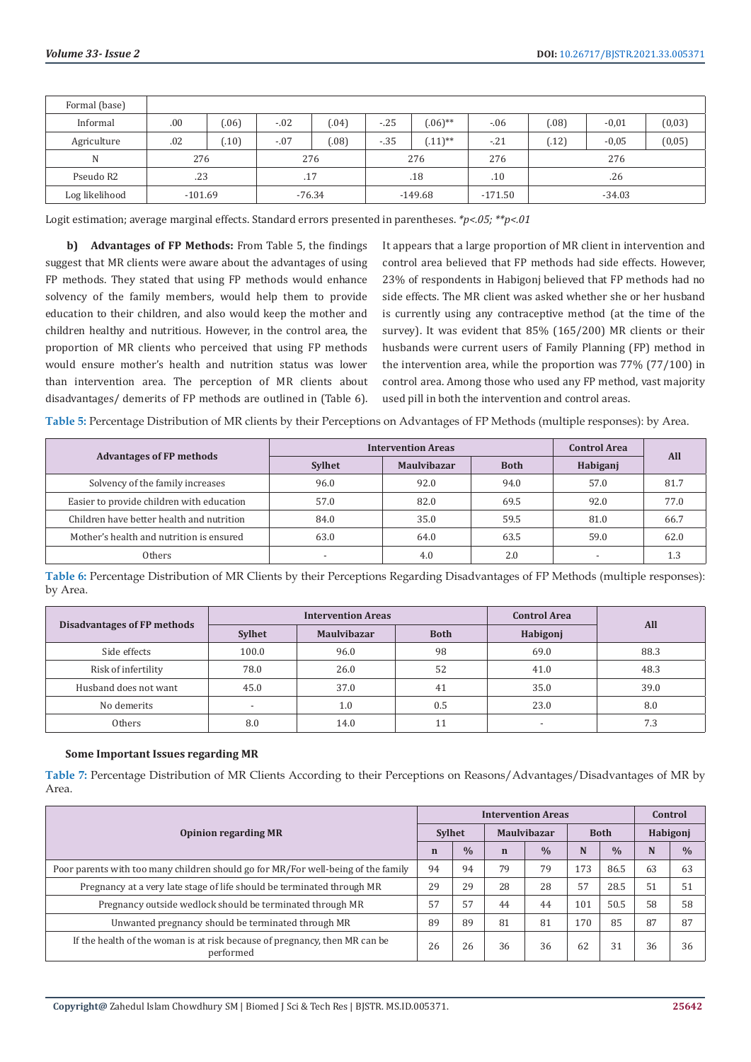| Formal (base) | | | | | | | | | | |
|---|---|---|---|---|---|---|---|---|---|---|
| Informal | .00 | (.06) | -.02 | (.04) | -.25 | (.06)** | -.06 | (.08) | -0,01 | (0,03) |
| Agriculture | .02 | (.10) | -.07 | (.08) | -.35 | (.11)** | -.21 | (.12) | -0,05 | (0,05) |
| N | 276 | | 276 | | 276 | | 276 | | 276 | |
| Pseudo R2 | .23 | | .17 | | .18 | | .10 | | .26 | |
| Log likelihood | -101.69 | | -76.34 | | -149.68 | | -171.50 | | -34.03 | |

Logit estimation; average marginal effects. Standard errors presented in parentheses. *\*p<.05; \*\*p<.01*

**b) Advantages of FP Methods:** From Table 5, the findings suggest that MR clients were aware about the advantages of using FP methods. They stated that using FP methods would enhance solvency of the family members, would help them to provide education to their children, and also would keep the mother and children healthy and nutritious. However, in the control area, the proportion of MR clients who perceived that using FP methods would ensure mother's health and nutrition status was lower than intervention area. The perception of MR clients about disadvantages/ demerits of FP methods are outlined in (Table 6). It appears that a large proportion of MR client in intervention and control area believed that FP methods had side effects. However, 23% of respondents in Habigonj believed that FP methods had no side effects. The MR client was asked whether she or her husband is currently using any contraceptive method (at the time of the survey). It was evident that 85% (165/200) MR clients or their husbands were current users of Family Planning (FP) method in the intervention area, while the proportion was 77% (77/100) in control area. Among those who used any FP method, vast majority used pill in both the intervention and control areas.

**Table 5:** Percentage Distribution of MR clients by their Perceptions on Advantages of FP Methods (multiple responses): by Area.

| Advantages of FP methods | Intervention Areas | | | Control Area | All |
|---|---|---|---|---|---|
| | Sylhet | Maulvibazar | Both | Habiganj | |
| Solvency of the family increases | 96.0 | 92.0 | 94.0 | 57.0 | 81.7 |
| Easier to provide children with education | 57.0 | 82.0 | 69.5 | 92.0 | 77.0 |
| Children have better health and nutrition | 84.0 | 35.0 | 59.5 | 81.0 | 66.7 |
| Mother's health and nutrition is ensured | 63.0 | 64.0 | 63.5 | 59.0 | 62.0 |
| Others | - | 4.0 | 2.0 | - | 1.3 |

**Table 6:** Percentage Distribution of MR Clients by their Perceptions Regarding Disadvantages of FP Methods (multiple responses): by Area.

| Disadvantages of FP methods | Intervention Areas | | | Control Area | All |
|---|---|---|---|---|---|
| | Sylhet | Maulvibazar | Both | Habigonj | |
| Side effects | 100.0 | 96.0 | 98 | 69.0 | 88.3 |
| Risk of infertility | 78.0 | 26.0 | 52 | 41.0 | 48.3 |
| Husband does not want | 45.0 | 37.0 | 41 | 35.0 | 39.0 |
| No demerits | - | 1.0 | 0.5 | 23.0 | 8.0 |
| Others | 8.0 | 14.0 | 11 | - | 7.3 |

**Some Important Issues regarding MR**

**Table 7:** Percentage Distribution of MR Clients According to their Perceptions on Reasons/Advantages/Disadvantages of MR by Area.

| Opinion regarding MR | Intervention Areas | | | | | | Control | |
|---|---|---|---|---|---|---|---|---|
| | Sylhet | | Maulvibazar | | Both | | Habigonj | |
| | n | % | n | % | N | % | N | % |
| Poor parents with too many children should go for MR/For well-being of the family | 94 | 94 | 79 | 79 | 173 | 86.5 | 63 | 63 |
| Pregnancy at a very late stage of life should be terminated through MR | 29 | 29 | 28 | 28 | 57 | 28.5 | 51 | 51 |
| Pregnancy outside wedlock should be terminated through MR | 57 | 57 | 44 | 44 | 101 | 50.5 | 58 | 58 |
| Unwanted pregnancy should be terminated through MR | 89 | 89 | 81 | 81 | 170 | 85 | 87 | 87 |
| If the health of the woman is at risk because of pregnancy, then MR can be performed | 26 | 26 | 36 | 36 | 62 | 31 | 36 | 36 |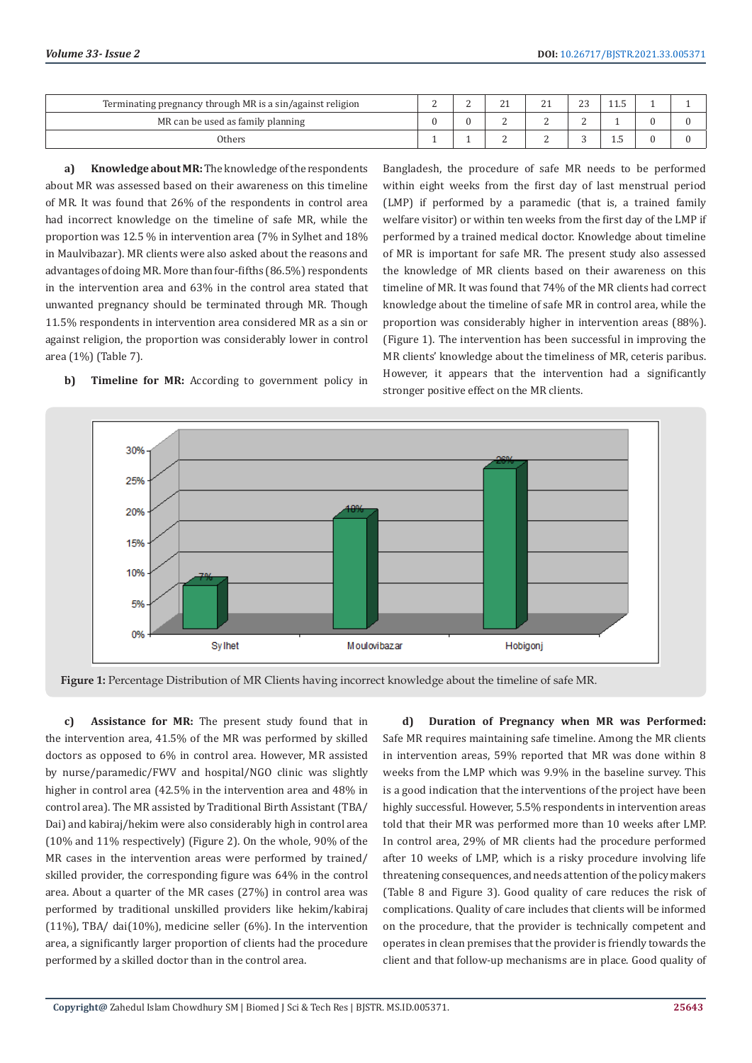| Terminating pregnancy through MR is a sin/against religion | 2 | 2 | 21 | 21 | 23 | 11.5 | 1 | 1 |
|---|---|---|---|---|---|---|---|---|
| MR can be used as family planning | 0 | 0 | 2 | 2 | 2 | 1 | 0 | 0 |
| Others | 1 | 1 | 2 | 2 | 3 | 1.5 | 0 | 0 |

**a) Knowledge about MR:** The knowledge of the respondents about MR was assessed based on their awareness on this timeline of MR. It was found that 26% of the respondents in control area had incorrect knowledge on the timeline of safe MR, while the proportion was 12.5 % in intervention area (7% in Sylhet and 18% in Maulvibazar). MR clients were also asked about the reasons and advantages of doing MR. More than four-fifths (86.5%) respondents in the intervention area and 63% in the control area stated that unwanted pregnancy should be terminated through MR. Though 11.5% respondents in intervention area considered MR as a sin or against religion, the proportion was considerably lower in control area (1%) (Table 7).

**b) Timeline for MR:** According to government policy in Bangladesh, the procedure of safe MR needs to be performed within eight weeks from the first day of last menstrual period (LMP) if performed by a paramedic (that is, a trained family welfare visitor) or within ten weeks from the first day of the LMP if performed by a trained medical doctor. Knowledge about timeline of MR is important for safe MR. The present study also assessed the knowledge of MR clients based on their awareness on this timeline of MR. It was found that 74% of the MR clients had correct knowledge about the timeline of safe MR in control area, while the proportion was considerably higher in intervention areas (88%). (Figure 1). The intervention has been successful in improving the MR clients' knowledge about the timeliness of MR, ceteris paribus. However, it appears that the intervention had a significantly stronger positive effect on the MR clients.

**Figure 1:** Percentage Distribution of MR Clients having incorrect knowledge about the timeline of safe MR.

**c) Assistance for MR:** The present study found that in the intervention area, 41.5% of the MR was performed by skilled doctors as opposed to 6% in control area. However, MR assisted by nurse/paramedic/FWV and hospital/NGO clinic was slightly higher in control area (42.5% in the intervention area and 48% in control area). The MR assisted by Traditional Birth Assistant (TBA/ Dai) and kabiraj/hekim were also considerably high in control area (10% and 11% respectively) (Figure 2). On the whole, 90% of the MR cases in the intervention areas were performed by trained/ skilled provider, the corresponding figure was 64% in the control area. About a quarter of the MR cases (27%) in control area was performed by traditional unskilled providers like hekim/kabiraj (11%), TBA/ dai(10%), medicine seller (6%). In the intervention area, a significantly larger proportion of clients had the procedure performed by a skilled doctor than in the control area.

**d) Duration of Pregnancy when MR was Performed:** Safe MR requires maintaining safe timeline. Among the MR clients in intervention areas, 59% reported that MR was done within 8 weeks from the LMP which was 9.9% in the baseline survey. This is a good indication that the interventions of the project have been highly successful. However, 5.5% respondents in intervention areas told that their MR was performed more than 10 weeks after LMP. In control area, 29% of MR clients had the procedure performed after 10 weeks of LMP, which is a risky procedure involving life threatening consequences, and needs attention of the policy makers (Table 8 and Figure 3). Good quality of care reduces the risk of complications. Quality of care includes that clients will be informed on the procedure, that the provider is technically competent and operates in clean premises that the provider is friendly towards the client and that follow-up mechanisms are in place. Good quality of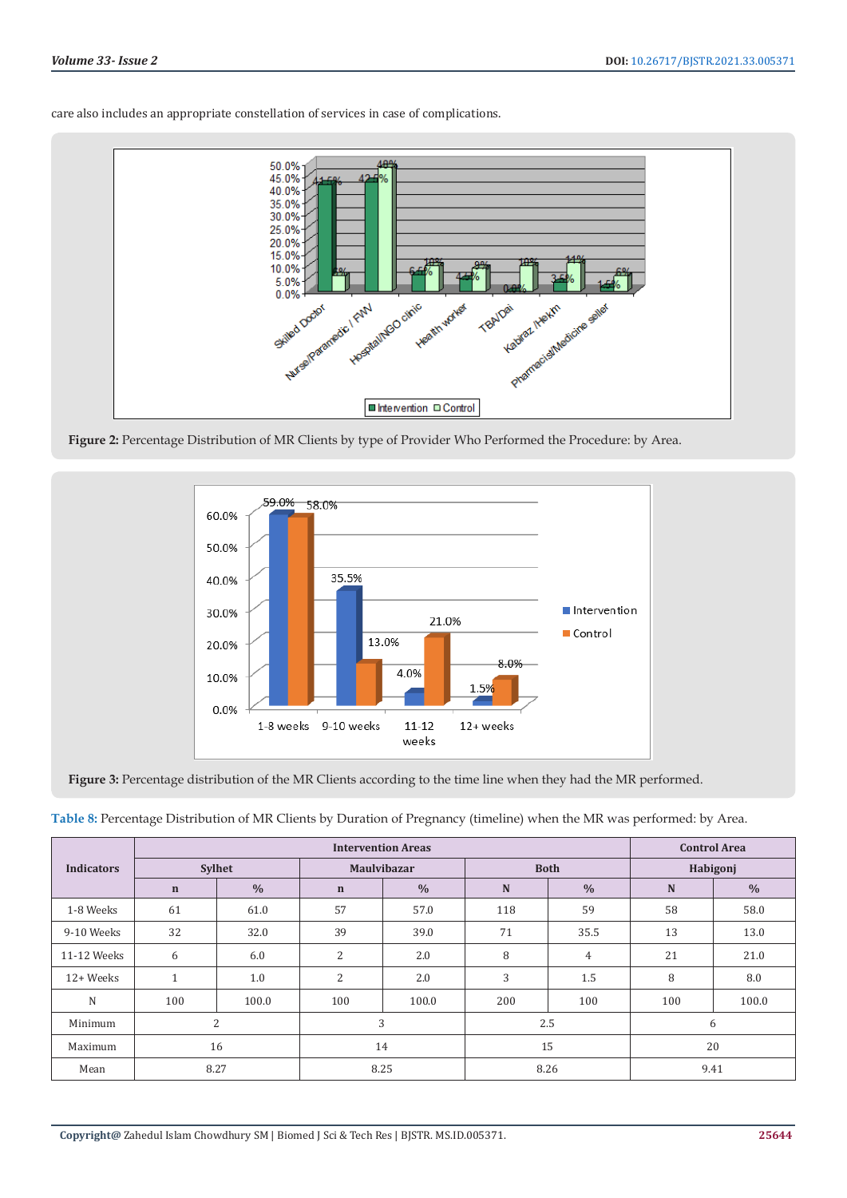care also includes an appropriate constellation of services in case of complications.

Figure 2: Percentage Distribution of MR Clients by type of Provider Who Performed the Procedure: by Area.

Figure 3: Percentage distribution of the MR Clients according to the time line when they had the MR performed.

Table 8: Percentage Distribution of MR Clients by Duration of Pregnancy (timeline) when the MR was performed: by Area.

| Indicators | Intervention Areas | | | | | | Control Area | |
|---|---|---|---|---|---|---|---|---|
| | Sylhet | | Maulvibazar | | Both | | Habigonj | |
| | n | % | n | % | N | % | N | % |
| 1-8 Weeks | 61 | 61.0 | 57 | 57.0 | 118 | 59 | 58 | 58.0 |
| 9-10 Weeks | 32 | 32.0 | 39 | 39.0 | 71 | 35.5 | 13 | 13.0 |
| 11-12 Weeks | 6 | 6.0 | 2 | 2.0 | 8 | 4 | 21 | 21.0 |
| 12+ Weeks | 1 | 1.0 | 2 | 2.0 | 3 | 1.5 | 8 | 8.0 |
| N | 100 | 100.0 | 100 | 100.0 | 200 | 100 | 100 | 100.0 |
| Minimum | 2 | | 3 | | 2.5 | | 6 | |
| Maximum | 16 | | 14 | | 15 | | 20 | |
| Mean | 8.27 | | 8.25 | | 8.26 | | 9.41 | |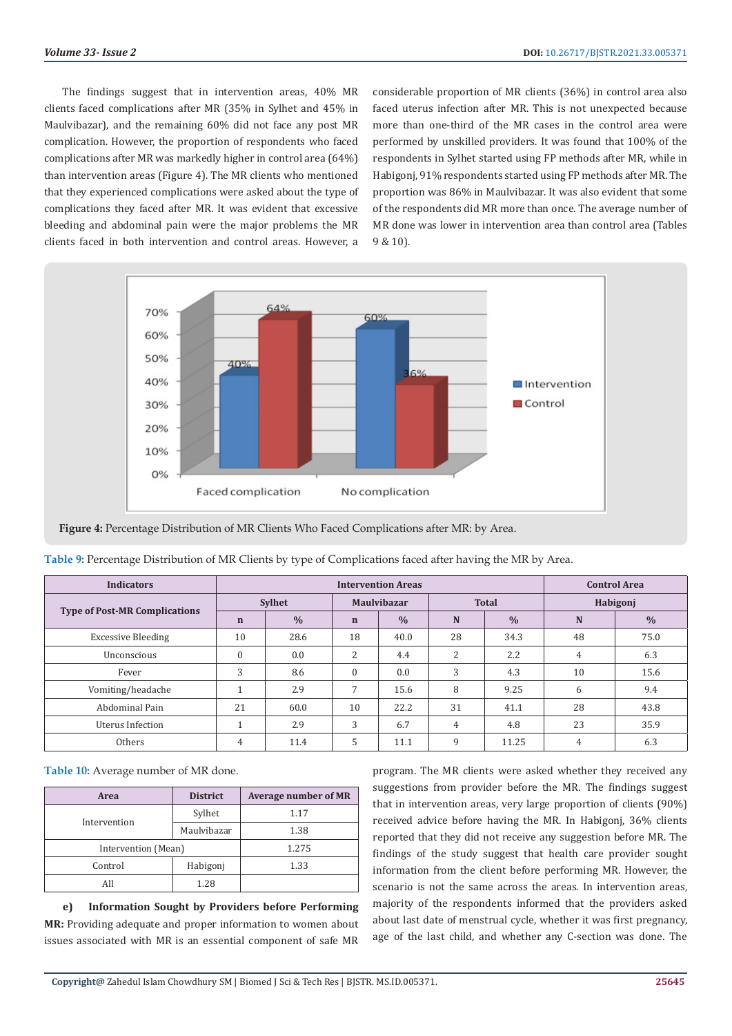The findings suggest that in intervention areas, 40% MR clients faced complications after MR (35% in Sylhet and 45% in Maulvibazar), and the remaining 60% did not face any post MR complication. However, the proportion of respondents who faced complications after MR was markedly higher in control area (64%) than intervention areas (Figure 4). The MR clients who mentioned that they experienced complications were asked about the type of complications they faced after MR. It was evident that excessive bleeding and abdominal pain were the major problems the MR clients faced in both intervention and control areas. However, a considerable proportion of MR clients (36%) in control area also faced uterus infection after MR. This is not unexpected because more than one-third of the MR cases in the control area were performed by unskilled providers. It was found that 100% of the respondents in Sylhet started using FP methods after MR, while in Habigonj, 91% respondents started using FP methods after MR. The proportion was 86% in Maulvibazar. It was also evident that some of the respondents did MR more than once. The average number of MR done was lower in intervention area than control area (Tables 9 & 10).

**Figure 4:** Percentage Distribution of MR Clients Who Faced Complications after MR: by Area.

**Table 9:** Percentage Distribution of MR Clients by type of Complications faced after having the MR by Area.

| Indicators | Intervention Areas | | | | | | Control Area | |
|---|---|---|---|---|---|---|---|---|
| Type of Post-MR Complications | Sylhet | | Maulvibazar | | Total | | Habigonj | |
| | n | % | n | % | N | % | N | % |
| Excessive Bleeding | 10 | 28.6 | 18 | 40.0 | 28 | 34.3 | 48 | 75.0 |
| Unconscious | 0 | 0.0 | 2 | 4.4 | 2 | 2.2 | 4 | 6.3 |
| Fever | 3 | 8.6 | 0 | 0.0 | 3 | 4.3 | 10 | 15.6 |
| Vomiting/headache | 1 | 2.9 | 7 | 15.6 | 8 | 9.25 | 6 | 9.4 |
| Abdominal Pain | 21 | 60.0 | 10 | 22.2 | 31 | 41.1 | 28 | 43.8 |
| Uterus Infection | 1 | 2.9 | 3 | 6.7 | 4 | 4.8 | 23 | 35.9 |
| Others | 4 | 11.4 | 5 | 11.1 | 9 | 11.25 | 4 | 6.3 |

**Table 10:** Average number of MR done.

| Area | District | Average number of MR |
|---|---|---|
| Intervention | Sylhet | 1.17 |
| | Maulvibazar | 1.38 |
| Intervention (Mean) | | 1.275 |
| Control | Habigonj | 1.33 |
| All | 1.28 | |

**e) Information Sought by Providers before Performing MR:** Providing adequate and proper information to women about issues associated with MR is an essential component of safe MR program. The MR clients were asked whether they received any suggestions from provider before the MR. The findings suggest that in intervention areas, very large proportion of clients (90%) received advice before having the MR. In Habigonj, 36% clients reported that they did not receive any suggestion before MR. The findings of the study suggest that health care provider sought information from the client before performing MR. However, the scenario is not the same across the areas. In intervention areas, majority of the respondents informed that the providers asked about last date of menstrual cycle, whether it was first pregnancy, age of the last child, and whether any C-section was done. The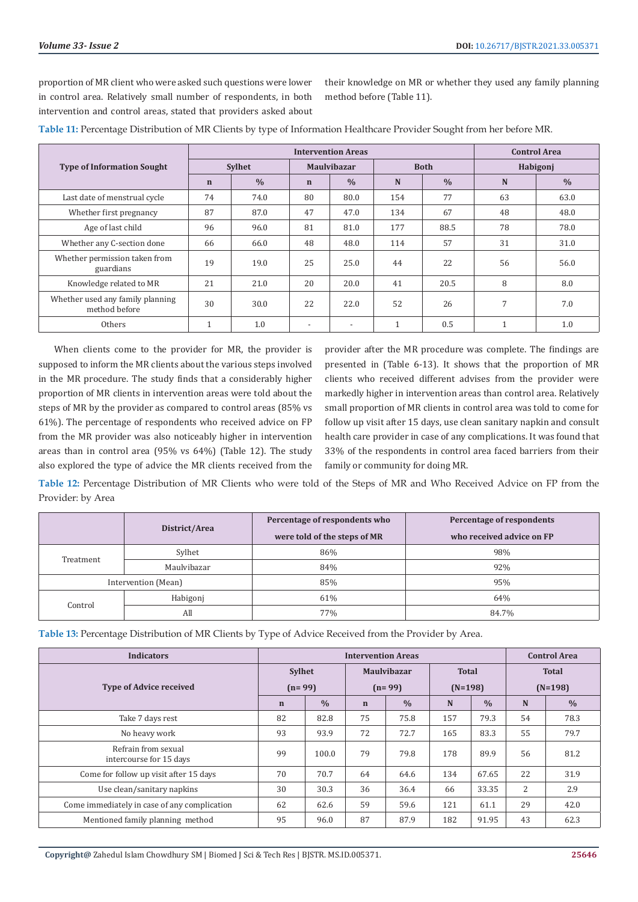proportion of MR client who were asked such questions were lower in control area. Relatively small number of respondents, in both intervention and control areas, stated that providers asked about their knowledge on MR or whether they used any family planning method before (Table 11).

**Table 11:** Percentage Distribution of MR Clients by type of Information Healthcare Provider Sought from her before MR.

| Type of Information Sought | Intervention Areas | | | | | | Control Area | |
|---|---|---|---|---|---|---|---|---|
| | Sylhet | | Maulvibazar | | Both | | Habigonj | |
| | n | % | n | % | N | % | N | % |
| Last date of menstrual cycle | 74 | 74.0 | 80 | 80.0 | 154 | 77 | 63 | 63.0 |
| Whether first pregnancy | 87 | 87.0 | 47 | 47.0 | 134 | 67 | 48 | 48.0 |
| Age of last child | 96 | 96.0 | 81 | 81.0 | 177 | 88.5 | 78 | 78.0 |
| Whether any C-section done | 66 | 66.0 | 48 | 48.0 | 114 | 57 | 31 | 31.0 |
| Whether permission taken from guardians | 19 | 19.0 | 25 | 25.0 | 44 | 22 | 56 | 56.0 |
| Knowledge related to MR | 21 | 21.0 | 20 | 20.0 | 41 | 20.5 | 8 | 8.0 |
| Whether used any family planning method before | 30 | 30.0 | 22 | 22.0 | 52 | 26 | 7 | 7.0 |
| Others | 1 | 1.0 | - | - | 1 | 0.5 | 1 | 1.0 |

When clients come to the provider for MR, the provider is supposed to inform the MR clients about the various steps involved in the MR procedure. The study finds that a considerably higher proportion of MR clients in intervention areas were told about the steps of MR by the provider as compared to control areas (85% vs 61%). The percentage of respondents who received advice on FP from the MR provider was also noticeably higher in intervention areas than in control area (95% vs 64%) (Table 12). The study also explored the type of advice the MR clients received from the provider after the MR procedure was complete. The findings are presented in (Table 6-13). It shows that the proportion of MR clients who received different advises from the provider were markedly higher in intervention areas than control area. Relatively small proportion of MR clients in control area was told to come for follow up visit after 15 days, use clean sanitary napkin and consult health care provider in case of any complications. It was found that 33% of the respondents in control area faced barriers from their family or community for doing MR.

**Table 12:** Percentage Distribution of MR Clients who were told of the Steps of MR and Who Received Advice on FP from the Provider: by Area

| | District/Area | Percentage of respondents who were told of the steps of MR | Percentage of respondents who received advice on FP |
|---|---|---|---|
| Treatment | Sylhet | 86% | 98% |
| | Maulvibazar | 84% | 92% |
| Intervention (Mean) | | 85% | 95% |
| Control | Habigonj | 61% | 64% |
| | All | 77% | 84.7% |

**Table 13:** Percentage Distribution of MR Clients by Type of Advice Received from the Provider by Area.

| Indicators | Intervention Areas | | | | | | Control Area | |
|---|---|---|---|---|---|---|---|---|
| Type of Advice received | Sylhet (n= 99) | | Maulvibazar (n= 99) | | Total (N=198) | | Total (N=198) | |
| | n | % | n | % | N | % | N | % |
| Take 7 days rest | 82 | 82.8 | 75 | 75.8 | 157 | 79.3 | 54 | 78.3 |
| No heavy work | 93 | 93.9 | 72 | 72.7 | 165 | 83.3 | 55 | 79.7 |
| Refrain from sexual intercourse for 15 days | 99 | 100.0 | 79 | 79.8 | 178 | 89.9 | 56 | 81.2 |
| Come for follow up visit after 15 days | 70 | 70.7 | 64 | 64.6 | 134 | 67.65 | 22 | 31.9 |
| Use clean/sanitary napkins | 30 | 30.3 | 36 | 36.4 | 66 | 33.35 | 2 | 2.9 |
| Come immediately in case of any complication | 62 | 62.6 | 59 | 59.6 | 121 | 61.1 | 29 | 42.0 |
| Mentioned family planning method | 95 | 96.0 | 87 | 87.9 | 182 | 91.95 | 43 | 62.3 |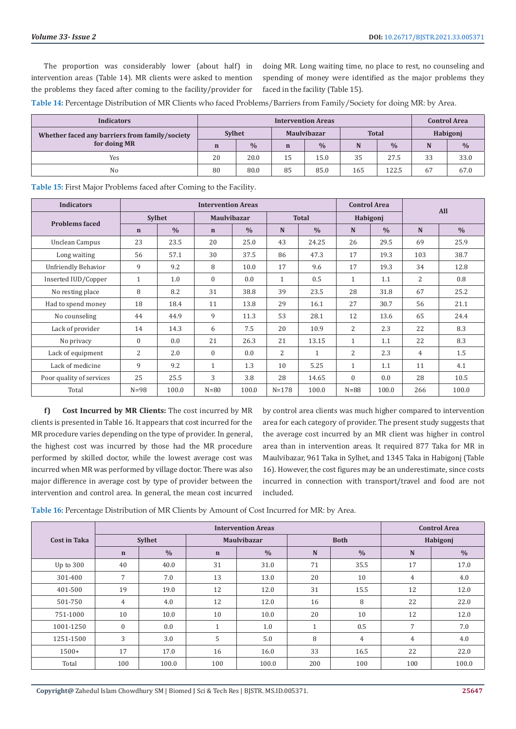The proportion was considerably lower (about half) in intervention areas (Table 14). MR clients were asked to mention the problems they faced after coming to the facility/provider for doing MR. Long waiting time, no place to rest, no counseling and spending of money were identified as the major problems they faced in the facility (Table 15).

**Table 14:** Percentage Distribution of MR Clients who faced Problems/Barriers from Family/Society for doing MR: by Area.

| Indicators | Intervention Areas | | | | | | Control Area | |
|---|---|---|---|---|---|---|---|---|
| Whether faced any barriers from family/society for doing MR | Sylhet | | Maulvibazar | | Total | | Habigonj | |
| | n | % | n | % | N | % | N | % |
| Yes | 20 | 20.0 | 15 | 15.0 | 35 | 27.5 | 33 | 33.0 |
| No | 80 | 80.0 | 85 | 85.0 | 165 | 122.5 | 67 | 67.0 |

**Table 15:** First Major Problems faced after Coming to the Facility.

| Indicators | Intervention Areas | | | | | | Control Area | | All | |
|---|---|---|---|---|---|---|---|---|---|---|
| Problems faced | Sylhet | | Maulvibazar | | Total | | Habigonj | | | |
| | n | % | n | % | N | % | N | % | N | % |
| Unclean Campus | 23 | 23.5 | 20 | 25.0 | 43 | 24.25 | 26 | 29.5 | 69 | 25.9 |
| Long waiting | 56 | 57.1 | 30 | 37.5 | 86 | 47.3 | 17 | 19.3 | 103 | 38.7 |
| Unfriendly Behavior | 9 | 9.2 | 8 | 10.0 | 17 | 9.6 | 17 | 19.3 | 34 | 12.8 |
| Inserted IUD/Copper | 1 | 1.0 | 0 | 0.0 | 1 | 0.5 | 1 | 1.1 | 2 | 0.8 |
| No resting place | 8 | 8.2 | 31 | 38.8 | 39 | 23.5 | 28 | 31.8 | 67 | 25.2 |
| Had to spend money | 18 | 18.4 | 11 | 13.8 | 29 | 16.1 | 27 | 30.7 | 56 | 21.1 |
| No counseling | 44 | 44.9 | 9 | 11.3 | 53 | 28.1 | 12 | 13.6 | 65 | 24.4 |
| Lack of provider | 14 | 14.3 | 6 | 7.5 | 20 | 10.9 | 2 | 2.3 | 22 | 8.3 |
| No privacy | 0 | 0.0 | 21 | 26.3 | 21 | 13.15 | 1 | 1.1 | 22 | 8.3 |
| Lack of equipment | 2 | 2.0 | 0 | 0.0 | 2 | 1 | 2 | 2.3 | 4 | 1.5 |
| Lack of medicine | 9 | 9.2 | 1 | 1.3 | 10 | 5.25 | 1 | 1.1 | 11 | 4.1 |
| Poor quality of services | 25 | 25.5 | 3 | 3.8 | 28 | 14.65 | 0 | 0.0 | 28 | 10.5 |
| Total | N=98 | 100.0 | N=80 | 100.0 | N=178 | 100.0 | N=88 | 100.0 | 266 | 100.0 |

**f) Cost Incurred by MR Clients:** The cost incurred by MR clients is presented in Table 16. It appears that cost incurred for the MR procedure varies depending on the type of provider. In general, the highest cost was incurred by those had the MR procedure performed by skilled doctor, while the lowest average cost was incurred when MR was performed by village doctor. There was also major difference in average cost by type of provider between the intervention and control area. In general, the mean cost incurred by control area clients was much higher compared to intervention area for each category of provider. The present study suggests that the average cost incurred by an MR client was higher in control area than in intervention areas. It required 877 Taka for MR in Maulvibazar, 961 Taka in Sylhet, and 1345 Taka in Habigonj (Table 16). However, the cost figures may be an underestimate, since costs incurred in connection with transport/travel and food are not included.

**Table 16:** Percentage Distribution of MR Clients by Amount of Cost Incurred for MR: by Area.

| Cost in Taka | Intervention Areas | | | | | | Control Area | |
|---|---|---|---|---|---|---|---|---|
| | Sylhet | | Maulvibazar | | Both | | Habigonj | |
| | n | % | n | % | N | % | N | % |
| Up to 300 | 40 | 40.0 | 31 | 31.0 | 71 | 35.5 | 17 | 17.0 |
| 301-400 | 7 | 7.0 | 13 | 13.0 | 20 | 10 | 4 | 4.0 |
| 401-500 | 19 | 19.0 | 12 | 12.0 | 31 | 15.5 | 12 | 12.0 |
| 501-750 | 4 | 4.0 | 12 | 12.0 | 16 | 8 | 22 | 22.0 |
| 751-1000 | 10 | 10.0 | 10 | 10.0 | 20 | 10 | 12 | 12.0 |
| 1001-1250 | 0 | 0.0 | 1 | 1.0 | 1 | 0.5 | 7 | 7.0 |
| 1251-1500 | 3 | 3.0 | 5 | 5.0 | 8 | 4 | 4 | 4.0 |
| 1500+ | 17 | 17.0 | 16 | 16.0 | 33 | 16.5 | 22 | 22.0 |
| Total | 100 | 100.0 | 100 | 100.0 | 200 | 100 | 100 | 100.0 |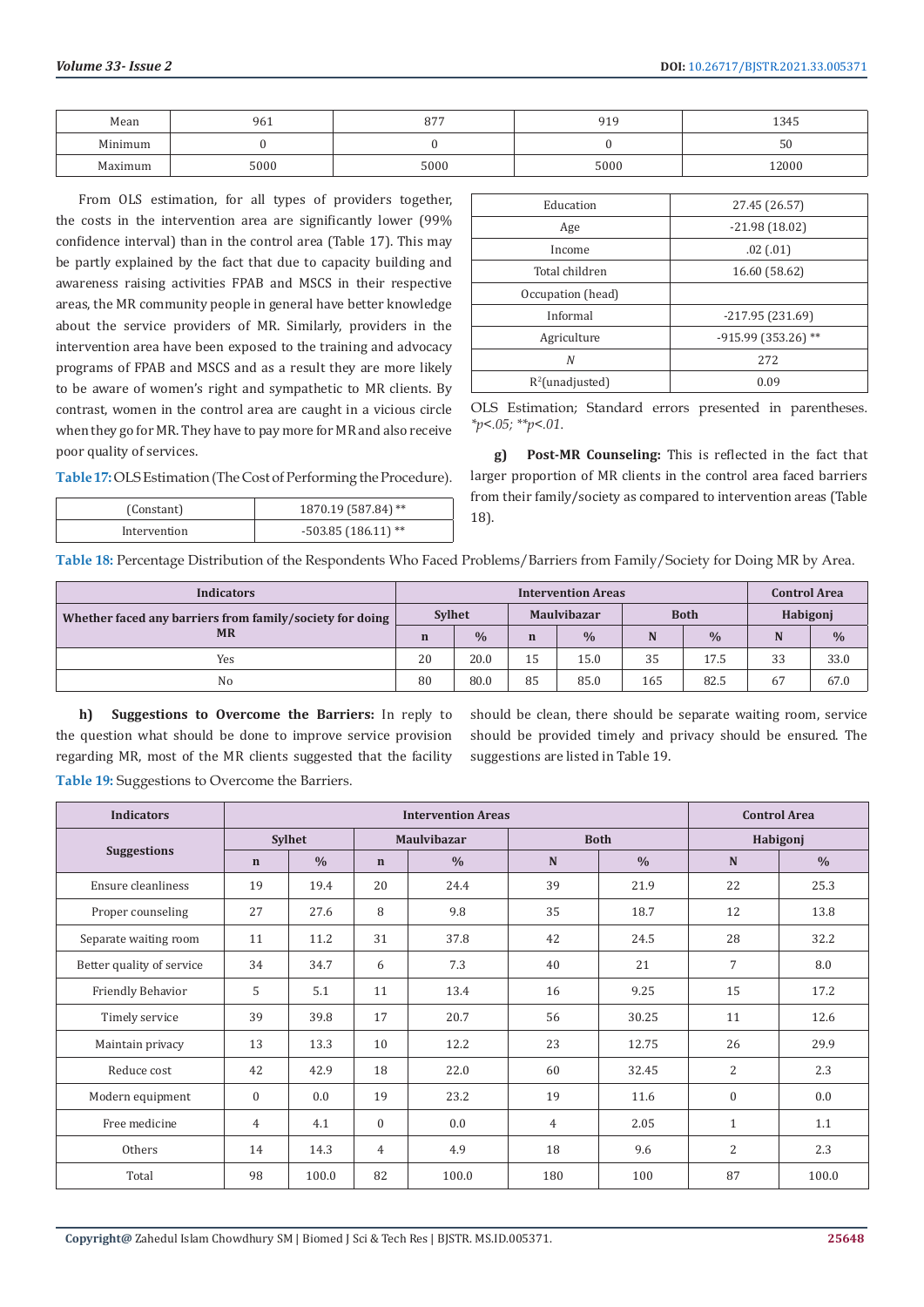| Mean | 961 | 877 | 919 | 1345 |
|---|---|---|---|---|
| Minimum | 0 | 0 | 0 | 50 |
| Maximum | 5000 | 5000 | 5000 | 12000 |

From OLS estimation, for all types of providers together, the costs in the intervention area are significantly lower (99% confidence interval) than in the control area (Table 17). This may be partly explained by the fact that due to capacity building and awareness raising activities FPAB and MSCS in their respective areas, the MR community people in general have better knowledge about the service providers of MR. Similarly, providers in the intervention area have been exposed to the training and advocacy programs of FPAB and MSCS and as a result they are more likely to be aware of women's right and sympathetic to MR clients. By contrast, women in the control area are caught in a vicious circle when they go for MR. They have to pay more for MR and also receive poor quality of services.

**Table 17:** OLS Estimation (The Cost of Performing the Procedure).

| | |
|---|---|
| (Constant) | 1870.19 (587.84) ** |
| Intervention | -503.85 (186.11) ** |
| Education | 27.45 (26.57) |
| Age | -21.98 (18.02) |
| Income | .02 (.01) |
| Total children | 16.60 (58.62) |
| Occupation (head) | |
| Informal | -217.95 (231.69) |
| Agriculture | -915.99 (353.26) ** |
| *N* | 272 |
| $R^2$(unadjusted) | 0.09 |

OLS Estimation; Standard errors presented in parentheses. *$p<.05$; **$p<.01$.

**g) Post-MR Counseling:** This is reflected in the fact that larger proportion of MR clients in the control area faced barriers from their family/society as compared to intervention areas (Table 18).

**Table 18:** Percentage Distribution of the Respondents Who Faced Problems/Barriers from Family/Society for Doing MR by Area.

| Indicators | Intervention Areas | | | | | | Control Area | |
|---|---|---|---|---|---|---|---|---|
| Whether faced any barriers from family/society for doing MR | Sylhet | | Maulvibazar | | Both | | Habigonj | |
| | n | % | n | % | N | % | N | % |
| Yes | 20 | 20.0 | 15 | 15.0 | 35 | 17.5 | 33 | 33.0 |
| No | 80 | 80.0 | 85 | 85.0 | 165 | 82.5 | 67 | 67.0 |

**h) Suggestions to Overcome the Barriers:** In reply to the question what should be done to improve service provision regarding MR, most of the MR clients suggested that the facility should be clean, there should be separate waiting room, service should be provided timely and privacy should be ensured. The suggestions are listed in Table 19.

**Table 19:** Suggestions to Overcome the Barriers.

| Indicators | Intervention Areas | | | | | | Control Area | |
|---|---|---|---|---|---|---|---|---|
| Suggestions | Sylhet | | Maulvibazar | | Both | | Habigonj | |
| | n | % | n | % | N | % | N | % |
| Ensure cleanliness | 19 | 19.4 | 20 | 24.4 | 39 | 21.9 | 22 | 25.3 |
| Proper counseling | 27 | 27.6 | 8 | 9.8 | 35 | 18.7 | 12 | 13.8 |
| Separate waiting room | 11 | 11.2 | 31 | 37.8 | 42 | 24.5 | 28 | 32.2 |
| Better quality of service | 34 | 34.7 | 6 | 7.3 | 40 | 21 | 7 | 8.0 |
| Friendly Behavior | 5 | 5.1 | 11 | 13.4 | 16 | 9.25 | 15 | 17.2 |
| Timely service | 39 | 39.8 | 17 | 20.7 | 56 | 30.25 | 11 | 12.6 |
| Maintain privacy | 13 | 13.3 | 10 | 12.2 | 23 | 12.75 | 26 | 29.9 |
| Reduce cost | 42 | 42.9 | 18 | 22.0 | 60 | 32.45 | 2 | 2.3 |
| Modern equipment | 0 | 0.0 | 19 | 23.2 | 19 | 11.6 | 0 | 0.0 |
| Free medicine | 4 | 4.1 | 0 | 0.0 | 4 | 2.05 | 1 | 1.1 |
| Others | 14 | 14.3 | 4 | 4.9 | 18 | 9.6 | 2 | 2.3 |
| Total | 98 | 100.0 | 82 | 100.0 | 180 | 100 | 87 | 100.0 |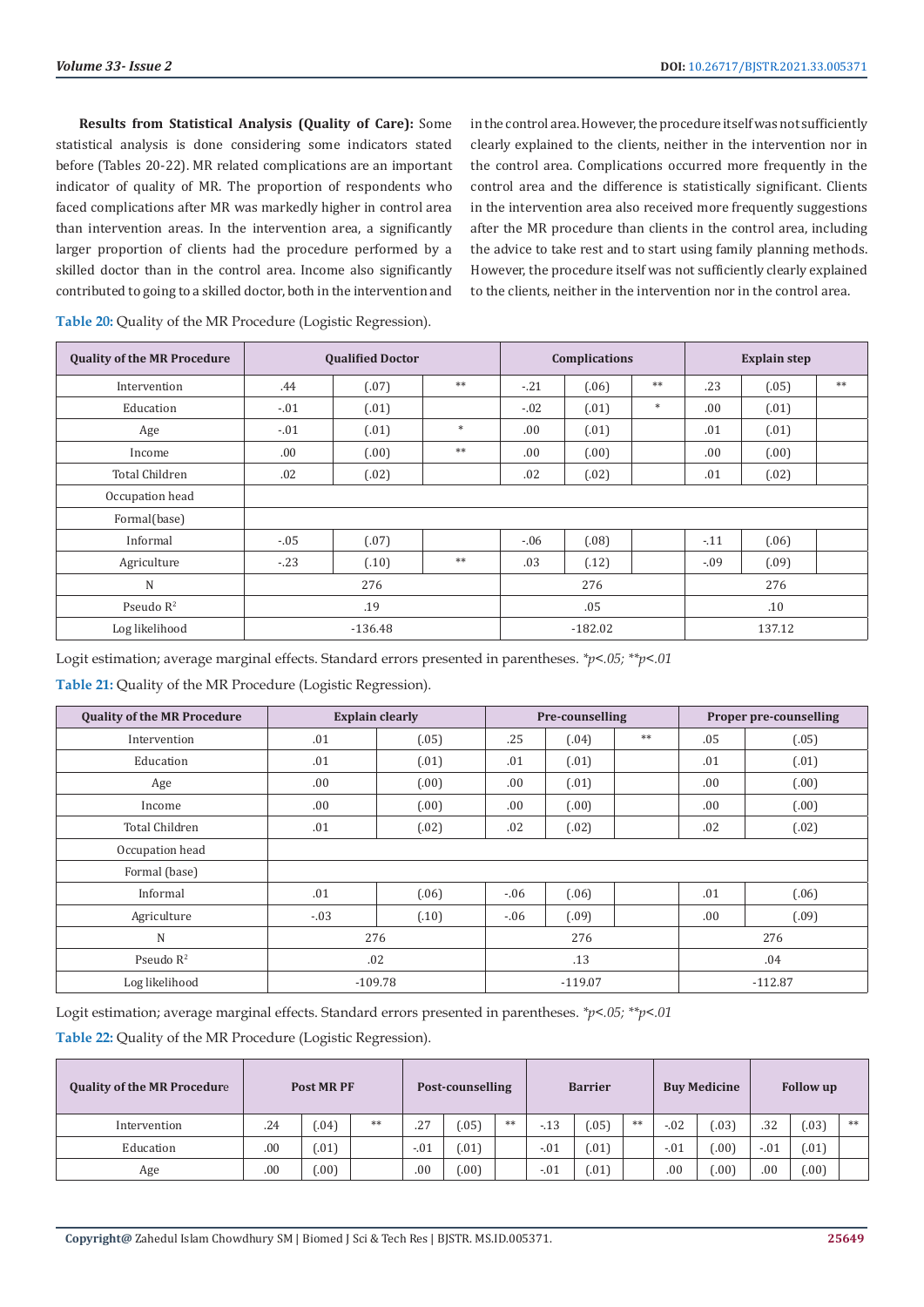**Results from Statistical Analysis (Quality of Care):** Some statistical analysis is done considering some indicators stated before (Tables 20-22). MR related complications are an important indicator of quality of MR. The proportion of respondents who faced complications after MR was markedly higher in control area than intervention areas. In the intervention area, a significantly larger proportion of clients had the procedure performed by a skilled doctor than in the control area. Income also significantly contributed to going to a skilled doctor, both in the intervention and in the control area. However, the procedure itself was not sufficiently clearly explained to the clients, neither in the intervention nor in the control area. Complications occurred more frequently in the control area and the difference is statistically significant. Clients in the intervention area also received more frequently suggestions after the MR procedure than clients in the control area, including the advice to take rest and to start using family planning methods. However, the procedure itself was not sufficiently clearly explained to the clients, neither in the intervention nor in the control area.

**Table 20:** Quality of the MR Procedure (Logistic Regression).

| Quality of the MR Procedure | Qualified Doctor | | | Complications | | | Explain step | | |
|---|---|---|---|---|---|---|---|---|---|
| Intervention | .44 | (.07) | ** | -.21 | (.06) | ** | .23 | (.05) | ** |
| Education | -.01 | (.01) | | -.02 | (.01) | * | .00 | (.01) | |
| Age | -.01 | (.01) | * | .00 | (.01) | | .01 | (.01) | |
| Income | .00 | (.00) | ** | .00 | (.00) | | .00 | (.00) | |
| Total Children | .02 | (.02) | | .02 | (.02) | | .01 | (.02) | |
| Occupation head | | | | | | | | | |
| Formal(base) | | | | | | | | | |
| Informal | -.05 | (.07) | | -.06 | (.08) | | -.11 | (.06) | |
| Agriculture | -.23 | (.10) | ** | .03 | (.12) | | -.09 | (.09) | |
| N | 276 | | | 276 | | | 276 | | |
| Pseudo $R^2$ | .19 | | | .05 | | | .10 | | |
| Log likelihood | -136.48 | | | -182.02 | | | 137.12 | | |

Logit estimation; average marginal effects. Standard errors presented in parentheses. *$*p<.05$; $**p<.01$*

**Table 21:** Quality of the MR Procedure (Logistic Regression).

| Quality of the MR Procedure | Explain clearly | | Pre-counselling | | | Proper pre-counselling | |
|---|---|---|---|---|---|---|---|
| Intervention | .01 | (.05) | .25 | (.04) | ** | .05 | (.05) |
| Education | .01 | (.01) | .01 | (.01) | | .01 | (.01) |
| Age | .00 | (.00) | .00 | (.01) | | .00 | (.00) |
| Income | .00 | (.00) | .00 | (.00) | | .00 | (.00) |
| Total Children | .01 | (.02) | .02 | (.02) | | .02 | (.02) |
| Occupation head | | | | | | | |
| Formal (base) | | | | | | | |
| Informal | .01 | (.06) | -.06 | (.06) | | .01 | (.06) |
| Agriculture | -.03 | (.10) | -.06 | (.09) | | .00 | (.09) |
| N | 276 | | 276 | | | 276 | |
| Pseudo $R^2$ | .02 | | .13 | | | .04 | |
| Log likelihood | -109.78 | | -119.07 | | | -112.87 | |

Logit estimation; average marginal effects. Standard errors presented in parentheses. *$*p<.05$; $**p<.01$*

**Table 22:** Quality of the MR Procedure (Logistic Regression).

| Quality of the MR Procedure | Post MR PF | | | Post-counselling | | | Barrier | | | Buy Medicine | | Follow up | | |
|---|---|---|---|---|---|---|---|---|---|---|---|---|---|---|
| Intervention | .24 | (.04) | ** | .27 | (.05) | ** | -.13 | (.05) | ** | -.02 | (.03) | .32 | (.03) | ** |
| Education | .00 | (.01) | | -.01 | (.01) | | -.01 | (.01) | | -.01 | (.00) | -.01 | (.01) | |
| Age | .00 | (.00) | | .00 | (.00) | | -.01 | (.01) | | .00 | (.00) | .00 | (.00) | |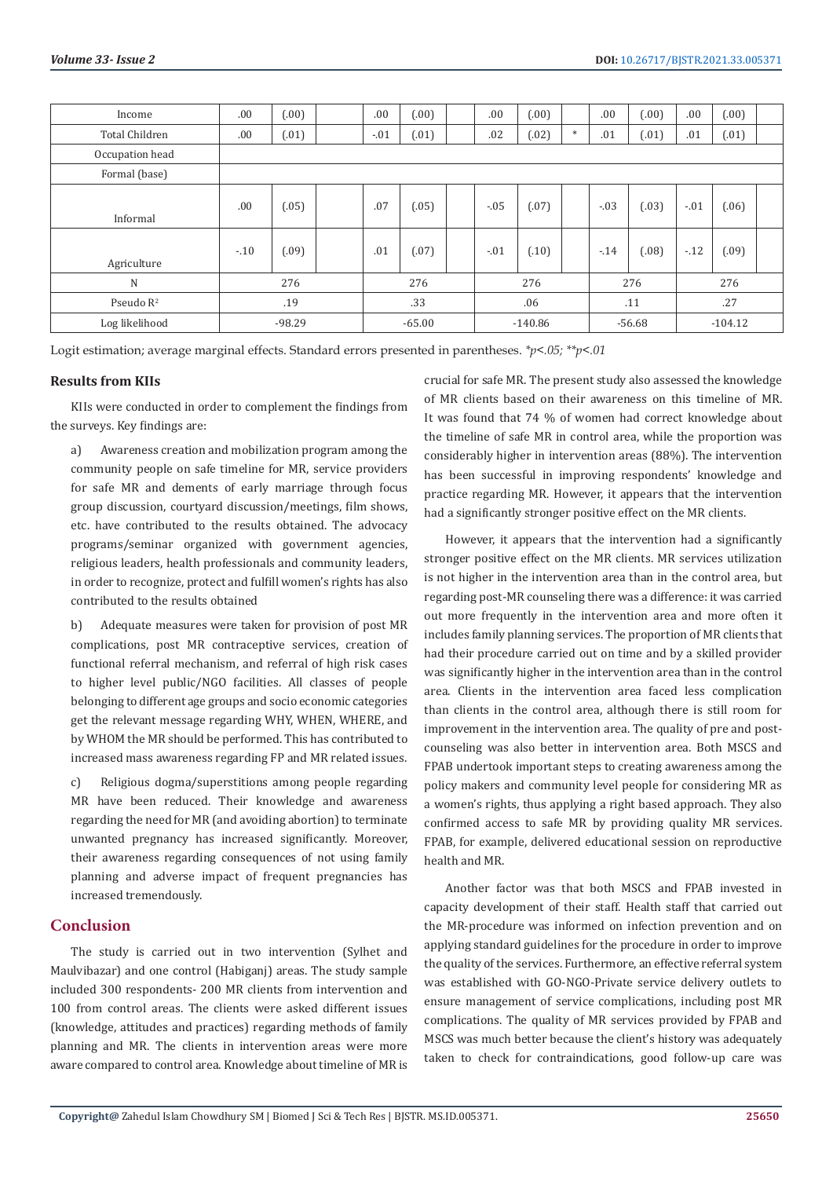| Income | .00 | (.00) | | .00 | (.00) | | .00 | (.00) | | .00 | (.00) | .00 | (.00) | |
|---|---|---|---|---|---|---|---|---|---|---|---|---|---|---|
| Total Children | .00 | (.01) | | -.01 | (.01) | | .02 | (.02) | * | .01 | (.01) | .01 | (.01) | |
| Occupation head | | | | | | | | | | | | | | |
| Formal (base) | | | | | | | | | | | | | | |
| Informal | .00 | (.05) | | .07 | (.05) | | -.05 | (.07) | | -.03 | (.03) | -.01 | (.06) | |
| Agriculture | -.10 | (.09) | | .01 | (.07) | | -.01 | (.10) | | -.14 | (.08) | -.12 | (.09) | |
| N | 276 | | | 276 | | | 276 | | | 276 | | 276 | | |
| Pseudo $R^2$ | .19 | | | .33 | | | .06 | | | .11 | | .27 | | |
| Log likelihood | -98.29 | | | -65.00 | | | -140.86 | | | -56.68 | | -104.12 | | |

Logit estimation; average marginal effects. Standard errors presented in parentheses. *$p<.05$; **$p<.01$*

### Results from KIIs

KIIs were conducted in order to complement the findings from the surveys. Key findings are:

a) Awareness creation and mobilization program among the community people on safe timeline for MR, service providers for safe MR and demerits of early marriage through focus group discussion, courtyard discussion/meetings, film shows, etc. have contributed to the results obtained. The advocacy programs/seminar organized with government agencies, religious leaders, health professionals and community leaders, in order to recognize, protect and fulfill women's rights has also contributed to the results obtained

b) Adequate measures were taken for provision of post MR complications, post MR contraceptive services, creation of functional referral mechanism, and referral of high risk cases to higher level public/NGO facilities. All classes of people belonging to different age groups and socio economic categories get the relevant message regarding WHY, WHEN, WHERE, and by WHOM the MR should be performed. This has contributed to increased mass awareness regarding FP and MR related issues.

c) Religious dogma/superstitions among people regarding MR have been reduced. Their knowledge and awareness regarding the need for MR (and avoiding abortion) to terminate unwanted pregnancy has increased significantly. Moreover, their awareness regarding consequences of not using family planning and adverse impact of frequent pregnancies has increased tremendously.

## Conclusion

The study is carried out in two intervention (Sylhet and Maulvibazar) and one control (Habiganj) areas. The study sample included 300 respondents- 200 MR clients from intervention and 100 from control areas. The clients were asked different issues (knowledge, attitudes and practices) regarding methods of family planning and MR. The clients in intervention areas were more aware compared to control area. Knowledge about timeline of MR is crucial for safe MR. The present study also assessed the knowledge of MR clients based on their awareness on this timeline of MR. It was found that 74 % of women had correct knowledge about the timeline of safe MR in control area, while the proportion was considerably higher in intervention areas (88%). The intervention has been successful in improving respondents' knowledge and practice regarding MR. However, it appears that the intervention had a significantly stronger positive effect on the MR clients.

However, it appears that the intervention had a significantly stronger positive effect on the MR clients. MR services utilization is not higher in the intervention area than in the control area, but regarding post-MR counseling there was a difference: it was carried out more frequently in the intervention area and more often it includes family planning services. The proportion of MR clients that had their procedure carried out on time and by a skilled provider was significantly higher in the intervention area than in the control area. Clients in the intervention area faced less complication than clients in the control area, although there is still room for improvement in the intervention area. The quality of pre and post-counseling was also better in intervention area. Both MSCS and FPAB undertook important steps to creating awareness among the policy makers and community level people for considering MR as a women's rights, thus applying a right based approach. They also confirmed access to safe MR by providing quality MR services. FPAB, for example, delivered educational session on reproductive health and MR.

Another factor was that both MSCS and FPAB invested in capacity development of their staff. Health staff that carried out the MR-procedure was informed on infection prevention and on applying standard guidelines for the procedure in order to improve the quality of the services. Furthermore, an effective referral system was established with GO-NGO-Private service delivery outlets to ensure management of service complications, including post MR complications. The quality of MR services provided by FPAB and MSCS was much better because the client's history was adequately taken to check for contraindications, good follow-up care was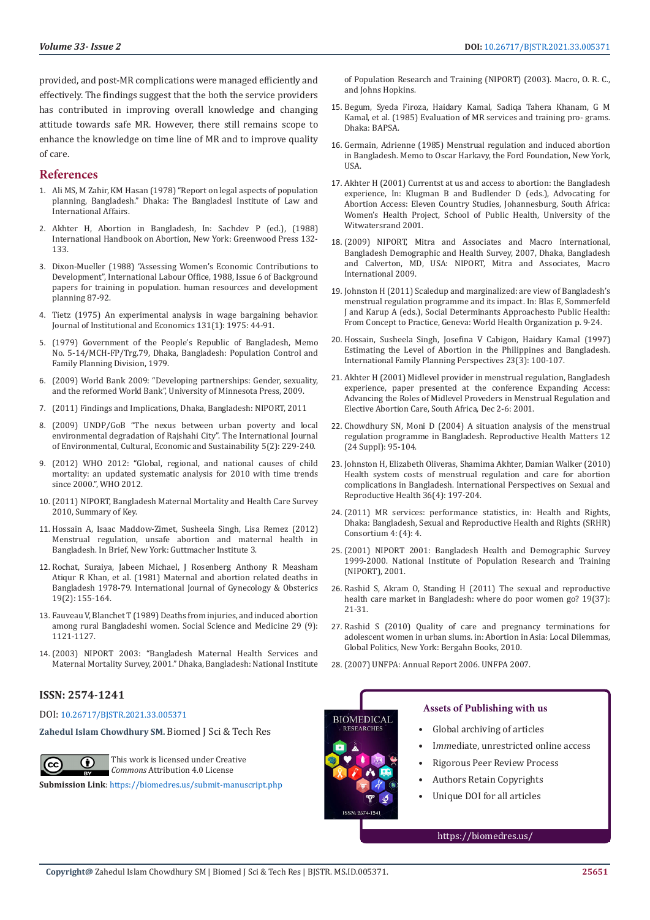provided, and post-MR complications were managed efficiently and effectively. The findings suggest that the both the service providers has contributed in improving overall knowledge and changing attitude towards safe MR. However, there still remains scope to enhance the knowledge on time line of MR and to improve quality of care.

## References

1. Ali MS, M Zahir, KM Hasan (1978) "Report on legal aspects of population planning, Bangladesh." Dhaka: The Bangladesl Institute of Law and International Affairs.
2. Akhter H, Abortion in Bangladesh, In: Sachdev P (ed.), (1988) International Handbook on Abortion, New York: Greenwood Press 132-133.
3. Dixon-Mueller (1988) "Assessing Women's Economic Contributions to Development", International Labour Office, 1988, Issue 6 of Background papers for training in population. human resources and development planning 87-92.
4. Tietz (1975) An experimental analysis in wage bargaining behavior. Journal of Institutional and Economics 131(1): 1975: 44-91.
5. (1979) Government of the People's Republic of Bangladesh, Memo No. 5-14/MCH-FP/Trg.79, Dhaka, Bangladesh: Population Control and Family Planning Division, 1979.
6. (2009) World Bank 2009: "Developing partnerships: Gender, sexuality, and the reformed World Bank", University of Minnesota Press, 2009.
7. (2011) Findings and Implications, Dhaka, Bangladesh: NIPORT, 2011
8. (2009) UNDP/GoB "The nexus between urban poverty and local environmental degradation of Rajshahi City". The International Journal of Environmental, Cultural, Economic and Sustainability 5(2): 229-240.
9. (2012) WHO 2012: "Global, regional, and national causes of child mortality: an updated systematic analysis for 2010 with time trends since 2000.", WHO 2012.
10. (2011) NIPORT, Bangladesh Maternal Mortality and Health Care Survey 2010, Summary of Key.
11. Hossain A, Isaac Maddow-Zimet, Susheela Singh, Lisa Remez (2012) Menstrual regulation, unsafe abortion and maternal health in Bangladesh. In Brief, New York: Guttmacher Institute 3.
12. Rochat, Suraiya, Jabeen Michael, J Rosenberg Anthony R Measham Atiqur R Khan, et al. (1981) Maternal and abortion related deaths in Bangladesh 1978-79. International Journal of Gynecology & Obsterics 19(2): 155-164.
13. Fauveau V, Blanchet T (1989) Deaths from injuries, and induced abortion among rural Bangladeshi women. Social Science and Medicine 29 (9): 1121-1127.
14. (2003) NIPORT 2003: "Bangladesh Maternal Health Services and Maternal Mortality Survey, 2001." Dhaka, Bangladesh: National Institute of Population Research and Training (NIPORT) (2003). Macro, O. R. C., and Johns Hopkins.
15. Begum, Syeda Firoza, Haidary Kamal, Sadiqa Tahera Khanam, G M Kamal, et al. (1985) Evaluation of MR services and training pro- grams. Dhaka: BAPSA.
16. Germain, Adrienne (1985) Menstrual regulation and induced abortion in Bangladesh. Memo to Oscar Harkavy, the Ford Foundation, New York, USA.
17. Akhter H (2001) Currentst at us and access to abortion: the Bangladesh experience, In: Klugman B and Budlender D (eds.), Advocating for Abortion Access: Eleven Country Studies, Johannesburg, South Africa: Women's Health Project, School of Public Health, University of the Witwatersrand 2001.
18. (2009) NIPORT, Mitra and Associates and Macro International, Bangladesh Demographic and Health Survey, 2007, Dhaka, Bangladesh and Calverton, MD, USA: NIPORT, Mitra and Associates, Macro International 2009.
19. Johnston H (2011) Scaledup and marginalized: are view of Bangladesh's menstrual regulation programme and its impact. In: Blas E, Sommerfeld J and Karup A (eds.), Social Determinants Approachesto Public Health: From Concept to Practice, Geneva: World Health Organization p. 9-24.
20. Hossain, Susheela Singh, Josefina V Cabigon, Haidary Kamal (1997) Estimating the Level of Abortion in the Philippines and Bangladesh. International Family Planning Perspectives 23(3): 100-107.
21. Akhter H (2001) Midlevel provider in menstrual regulation, Bangladesh experience, paper presented at the conference Expanding Access: Advancing the Roles of Midlevel Proveders in Menstrual Regulation and Elective Abortion Care, South Africa, Dec 2-6: 2001.
22. Chowdhury SN, Moni D (2004) A situation analysis of the menstrual regulation programme in Bangladesh. Reproductive Health Matters 12 (24 Suppl): 95-104.
23. Johnston H, Elizabeth Oliveras, Shamima Akhter, Damian Walker (2010) Health system costs of menstrual regulation and care for abortion complications in Bangladesh. International Perspectives on Sexual and Reproductive Health 36(4): 197-204.
24. (2011) MR services: performance statistics, in: Health and Rights, Dhaka: Bangladesh, Sexual and Reproductive Health and Rights (SRHR) Consortium 4: (4): 4.
25. (2001) NIPORT 2001: Bangladesh Health and Demographic Survey 1999-2000. National Institute of Population Research and Training (NIPORT), 2001.
26. Rashid S, Akram O, Standing H (2011) The sexual and reproductive health care market in Bangladesh: where do poor women go? 19(37): 21-31.
27. Rashid S (2010) Quality of care and pregnancy terminations for adolescent women in urban slums. in: Abortion in Asia: Local Dilemmas, Global Politics, New York: Bergahn Books, 2010.
28. (2007) UNFPA: Annual Report 2006. UNFPA 2007.

**ISSN: 2574-1241**

DOI: 10.26717/BJSTR.2021.33.005371

**Zahedul Islam Chowdhury SM.** Biomed J Sci & Tech Res

This work is licensed under Creative *Commons* Attribution 4.0 License

**Submission Link**: https://biomedres.us/submit-manuscript.php

**Assets of Publishing with us**

- Global archiving of articles
- Immediate, unrestricted online access
- Rigorous Peer Review Process
- Authors Retain Copyrights
- Unique DOI for all articles

https://biomedres.us/